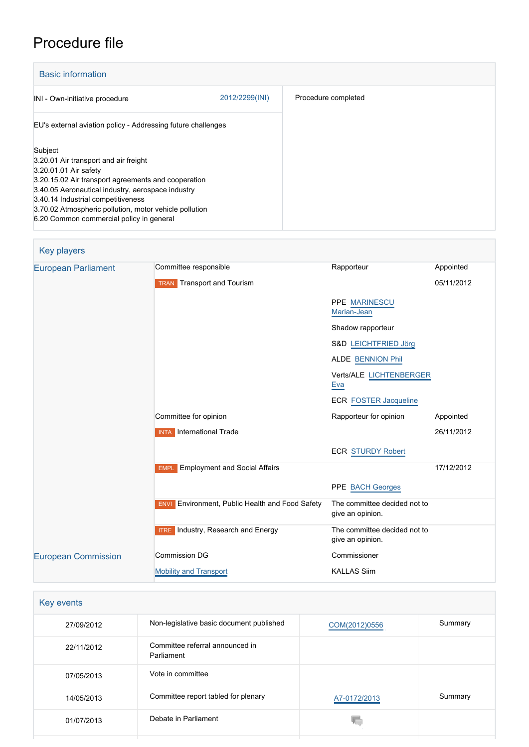# Procedure file

## Basic information

| | | |
|---|---|---|
| INI - Own-initiative procedure | 2012/2299(INI) | Procedure completed |
| EU's external aviation policy - Addressing future challenges | | |

Subject
3.20.01 Air transport and air freight
3.20.01.01 Air safety
3.20.15.02 Air transport agreements and cooperation
3.40.05 Aeronautical industry, aerospace industry
3.40.14 Industrial competitiveness
3.70.02 Atmospheric pollution, motor vehicle pollution
6.20 Common commercial policy in general

## Key players

| | | | |
|---|---|---|---|
| European Parliament | Committee responsible | Rapporteur | Appointed |
| | TRAN Transport and Tourism | | 05/11/2012 |
| | | PPE MARINESCU Marian-Jean | |
| | | Shadow rapporteur | |
| | | S&D LEICHTFRIED Jörg | |
| | | ALDE BENNION Phil | |
| | | Verts/ALE LICHTENBERGER Eva | |
| | | ECR FOSTER Jacqueline | |
| | Committee for opinion | Rapporteur for opinion | Appointed |
| | INTA International Trade | | 26/11/2012 |
| | | ECR STURDY Robert | |
| | EMPL Employment and Social Affairs | | 17/12/2012 |
| | | PPE BACH Georges | |
| | ENVI Environment, Public Health and Food Safety | The committee decided not to give an opinion. | |
| | ITRE Industry, Research and Energy | The committee decided not to give an opinion. | |
| European Commission | Commission DG | Commissioner | |
| | Mobility and Transport | KALLAS Siim | |

## Key events

| | | | |
|---|---|---|---|
| 27/09/2012 | Non-legislative basic document published | COM(2012)0556 | Summary |
| 22/11/2012 | Committee referral announced in Parliament | | |
| 07/05/2013 | Vote in committee | | |
| 14/05/2013 | Committee report tabled for plenary | A7-0172/2013 | Summary |
| 01/07/2013 | Debate in Parliament | | |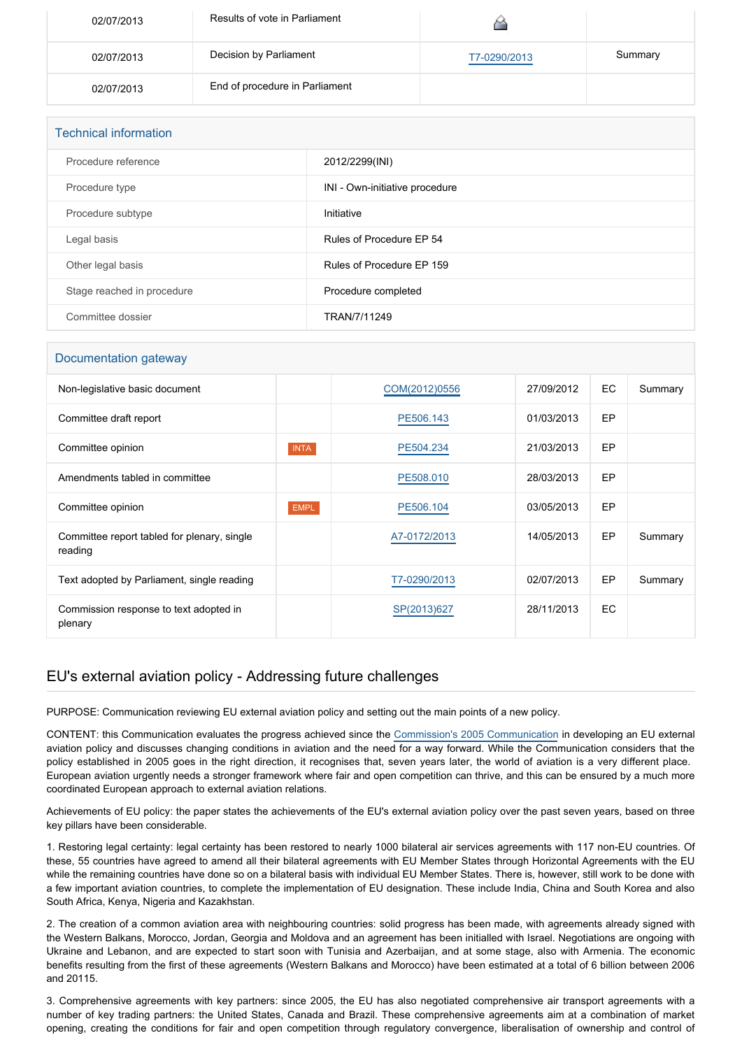| | | | |
|---|---|---|---|
| 02/07/2013 | Results of vote in Parliament | | |
| 02/07/2013 | Decision by Parliament | T7-0290/2013 | Summary |
| 02/07/2013 | End of procedure in Parliament | | |

## Technical information

| | |
|---|---|
| Procedure reference | 2012/2299(INI) |
| Procedure type | INI - Own-initiative procedure |
| Procedure subtype | Initiative |
| Legal basis | Rules of Procedure EP 54 |
| Other legal basis | Rules of Procedure EP 159 |
| Stage reached in procedure | Procedure completed |
| Committee dossier | TRAN/7/11249 |

## Documentation gateway

| | | | | | |
|---|---|---|---|---|---|
| Non-legislative basic document | | COM(2012)0556 | 27/09/2012 | EC | Summary |
| Committee draft report | | PE506.143 | 01/03/2013 | EP | |
| Committee opinion | INTA | PE504.234 | 21/03/2013 | EP | |
| Amendments tabled in committee | | PE508.010 | 28/03/2013 | EP | |
| Committee opinion | EMPL | PE506.104 | 03/05/2013 | EP | |
| Committee report tabled for plenary, single reading | | A7-0172/2013 | 14/05/2013 | EP | Summary |
| Text adopted by Parliament, single reading | | T7-0290/2013 | 02/07/2013 | EP | Summary |
| Commission response to text adopted in plenary | | SP(2013)627 | 28/11/2013 | EC | |

## EU's external aviation policy - Addressing future challenges

PURPOSE: Communication reviewing EU external aviation policy and setting out the main points of a new policy.

CONTENT: this Communication evaluates the progress achieved since the Commission's 2005 Communication in developing an EU external aviation policy and discusses changing conditions in aviation and the need for a way forward. While the Communication considers that the policy established in 2005 goes in the right direction, it recognises that, seven years later, the world of aviation is a very different place. European aviation urgently needs a stronger framework where fair and open competition can thrive, and this can be ensured by a much more coordinated European approach to external aviation relations.

Achievements of EU policy: the paper states the achievements of the EU's external aviation policy over the past seven years, based on three key pillars have been considerable.

1. Restoring legal certainty: legal certainty has been restored to nearly 1000 bilateral air services agreements with 117 non-EU countries. Of these, 55 countries have agreed to amend all their bilateral agreements with EU Member States through Horizontal Agreements with the EU while the remaining countries have done so on a bilateral basis with individual EU Member States. There is, however, still work to be done with a few important aviation countries, to complete the implementation of EU designation. These include India, China and South Korea and also South Africa, Kenya, Nigeria and Kazakhstan.

2. The creation of a common aviation area with neighbouring countries: solid progress has been made, with agreements already signed with the Western Balkans, Morocco, Jordan, Georgia and Moldova and an agreement has been initialled with Israel. Negotiations are ongoing with Ukraine and Lebanon, and are expected to start soon with Tunisia and Azerbaijan, and at some stage, also with Armenia. The economic benefits resulting from the first of these agreements (Western Balkans and Morocco) have been estimated at a total of 6 billion between 2006 and 20115.

3. Comprehensive agreements with key partners: since 2005, the EU has also negotiated comprehensive air transport agreements with a number of key trading partners: the United States, Canada and Brazil. These comprehensive agreements aim at a combination of market opening, creating the conditions for fair and open competition through regulatory convergence, liberalisation of ownership and control of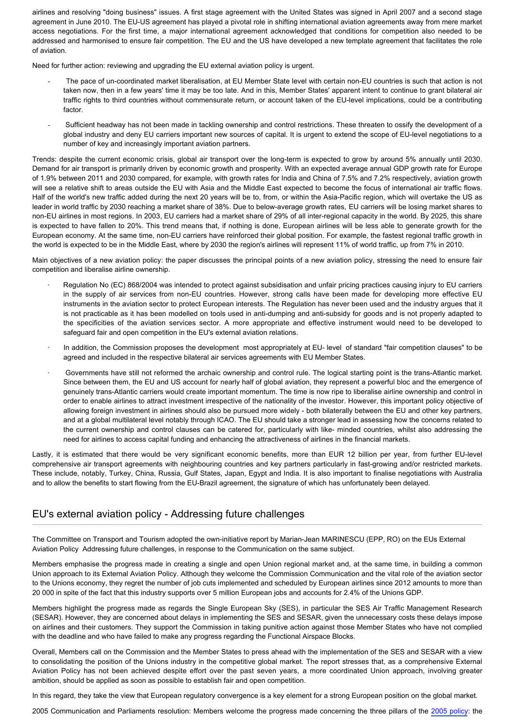airlines and resolving "doing business" issues. A first stage agreement with the United States was signed in April 2007 and a second stage agreement in June 2010. The EU-US agreement has played a pivotal role in shifting international aviation agreements away from mere market access negotiations. For the first time, a major international agreement acknowledged that conditions for competition also needed to be addressed and harmonised to ensure fair competition. The EU and the US have developed a new template agreement that facilitates the role of aviation.

Need for further action: reviewing and upgrading the EU external aviation policy is urgent.

- The pace of un-coordinated market liberalisation, at EU Member State level with certain non-EU countries is such that action is not taken now, then in a few years' time it may be too late. And in this, Member States' apparent intent to continue to grant bilateral air traffic rights to third countries without commensurate return, or account taken of the EU-level implications, could be a contributing factor.
- Sufficient headway has not been made in tackling ownership and control restrictions. These threaten to ossify the development of a global industry and deny EU carriers important new sources of capital. It is urgent to extend the scope of EU-level negotiations to a number of key and increasingly important aviation partners.

Trends: despite the current economic crisis, global air transport over the long-term is expected to grow by around 5% annually until 2030. Demand for air transport is primarily driven by economic growth and prosperity. With an expected average annual GDP growth rate for Europe of 1.9% between 2011 and 2030 compared, for example, with growth rates for India and China of 7.5% and 7.2% respectively, aviation growth will see a relative shift to areas outside the EU with Asia and the Middle East expected to become the focus of international air traffic flows. Half of the world's new traffic added during the next 20 years will be to, from, or within the Asia-Pacific region, which will overtake the US as leader in world traffic by 2030 reaching a market share of 38%. Due to below-average growth rates, EU carriers will be losing market shares to non-EU airlines in most regions. In 2003, EU carriers had a market share of 29% of all inter-regional capacity in the world. By 2025, this share is expected to have fallen to 20%. This trend means that, if nothing is done, European airlines will be less able to generate growth for the European economy. At the same time, non-EU carriers have reinforced their global position. For example, the fastest regional traffic growth in the world is expected to be in the Middle East, where by 2030 the region's airlines will represent 11% of world traffic, up from 7% in 2010.

Main objectives of a new aviation policy: the paper discusses the principal points of a new aviation policy, stressing the need to ensure fair competition and liberalise airline ownership.

- Regulation No (EC) 868/2004 was intended to protect against subsidisation and unfair pricing practices causing injury to EU carriers in the supply of air services from non-EU countries. However, strong calls have been made for developing more effective EU instruments in the aviation sector to protect European interests. The Regulation has never been used and the industry argues that it is not practicable as it has been modelled on tools used in anti-dumping and anti-subsidy for goods and is not properly adapted to the specificities of the aviation services sector. A more appropriate and effective instrument would need to be developed to safeguard fair and open competition in the EU's external aviation relations.
- In addition, the Commission proposes the development most appropriately at EU- level of standard "fair competition clauses" to be agreed and included in the respective bilateral air services agreements with EU Member States.
- Governments have still not reformed the archaic ownership and control rule. The logical starting point is the trans-Atlantic market. Since between them, the EU and US account for nearly half of global aviation, they represent a powerful bloc and the emergence of genuinely trans-Atlantic carriers would create important momentum. The time is now ripe to liberalise airline ownership and control in order to enable airlines to attract investment irrespective of the nationality of the investor. However, this important policy objective of allowing foreign investment in airlines should also be pursued more widely - both bilaterally between the EU and other key partners, and at a global multilateral level notably through ICAO. The EU should take a stronger lead in assessing how the concerns related to the current ownership and control clauses can be catered for, particularly with like- minded countries, whilst also addressing the need for airlines to access capital funding and enhancing the attractiveness of airlines in the financial markets.

Lastly, it is estimated that there would be very significant economic benefits, more than EUR 12 billion per year, from further EU-level comprehensive air transport agreements with neighbouring countries and key partners particularly in fast-growing and/or restricted markets. These include, notably, Turkey, China, Russia, Gulf States, Japan, Egypt and India. It is also important to finalise negotiations with Australia and to allow the benefits to start flowing from the EU-Brazil agreement, the signature of which has unfortunately been delayed.

## EU's external aviation policy - Addressing future challenges

The Committee on Transport and Tourism adopted the own-initiative report by Marian-Jean MARINESCU (EPP, RO) on the EUs External Aviation Policy Addressing future challenges, in response to the Communication on the same subject.

Members emphasise the progress made in creating a single and open Union regional market and, at the same time, in building a common Union approach to its External Aviation Policy. Although they welcome the Commission Communication and the vital role of the aviation sector to the Unions economy, they regret the number of job cuts implemented and scheduled by European airlines since 2012 amounts to more than 20 000 in spite of the fact that this industry supports over 5 million European jobs and accounts for 2.4% of the Unions GDP.

Members highlight the progress made as regards the Single European Sky (SES), in particular the SES Air Traffic Management Research (SESAR). However, they are concerned about delays in implementing the SES and SESAR, given the unnecessary costs these delays impose on airlines and their customers. They support the Commission in taking punitive action against those Member States who have not complied with the deadline and who have failed to make any progress regarding the Functional Airspace Blocks.

Overall, Members call on the Commission and the Member States to press ahead with the implementation of the SES and SESAR with a view to consolidating the position of the Unions industry in the competitive global market. The report stresses that, as a comprehensive External Aviation Policy has not been achieved despite effort over the past seven years, a more coordinated Union approach, involving greater ambition, should be applied as soon as possible to establish fair and open competition.

In this regard, they take the view that European regulatory convergence is a key element for a strong European position on the global market.

2005 Communication and Parliaments resolution: Members welcome the progress made concerning the three pillars of the 2005 policy: the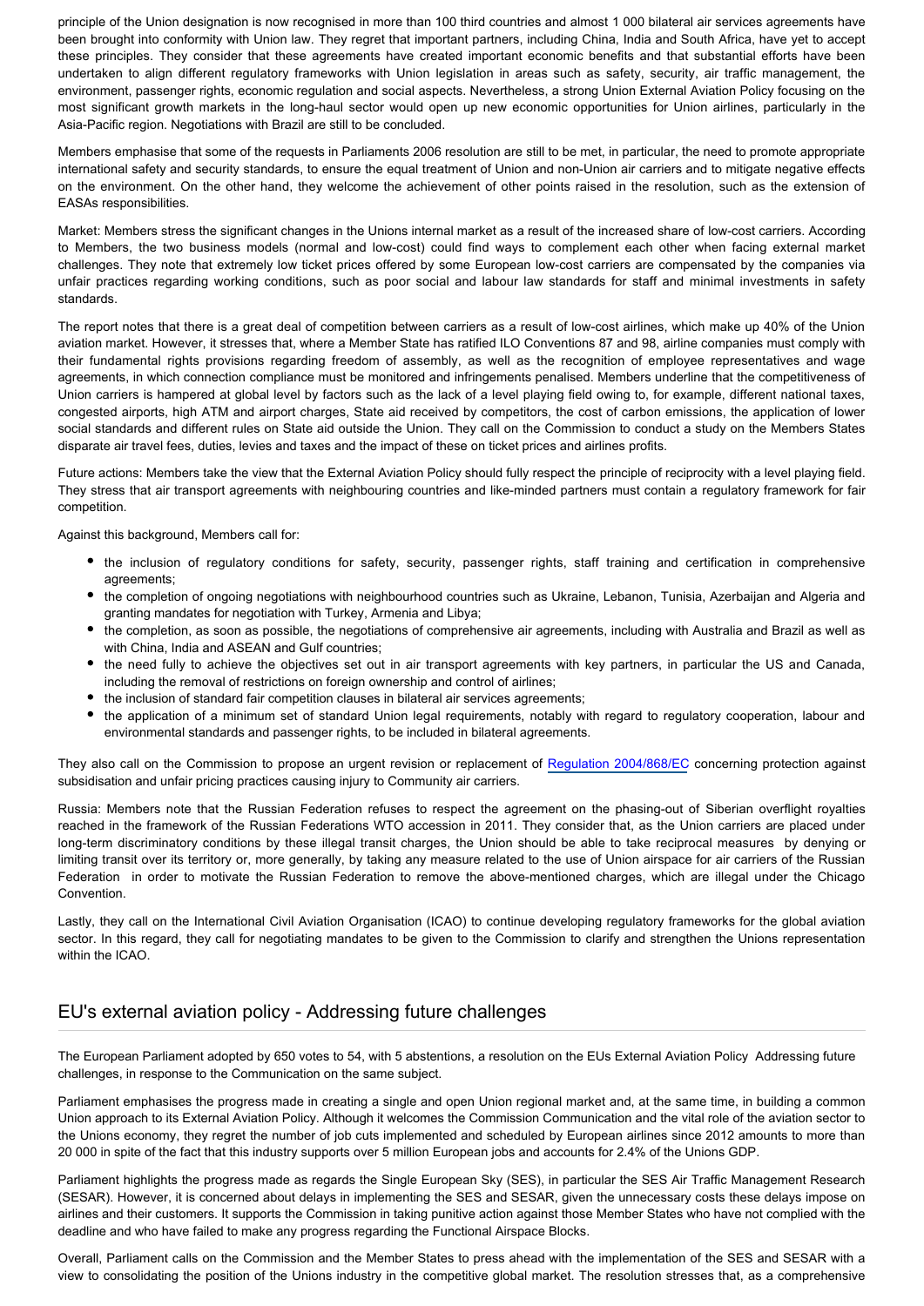principle of the Union designation is now recognised in more than 100 third countries and almost 1 000 bilateral air services agreements have been brought into conformity with Union law. They regret that important partners, including China, India and South Africa, have yet to accept these principles. They consider that these agreements have created important economic benefits and that substantial efforts have been undertaken to align different regulatory frameworks with Union legislation in areas such as safety, security, air traffic management, the environment, passenger rights, economic regulation and social aspects. Nevertheless, a strong Union External Aviation Policy focusing on the most significant growth markets in the long-haul sector would open up new economic opportunities for Union airlines, particularly in the Asia-Pacific region. Negotiations with Brazil are still to be concluded.

Members emphasise that some of the requests in Parliaments 2006 resolution are still to be met, in particular, the need to promote appropriate international safety and security standards, to ensure the equal treatment of Union and non-Union air carriers and to mitigate negative effects on the environment. On the other hand, they welcome the achievement of other points raised in the resolution, such as the extension of EASAs responsibilities.

Market: Members stress the significant changes in the Unions internal market as a result of the increased share of low-cost carriers. According to Members, the two business models (normal and low-cost) could find ways to complement each other when facing external market challenges. They note that extremely low ticket prices offered by some European low-cost carriers are compensated by the companies via unfair practices regarding working conditions, such as poor social and labour law standards for staff and minimal investments in safety standards.

The report notes that there is a great deal of competition between carriers as a result of low-cost airlines, which make up 40% of the Union aviation market. However, it stresses that, where a Member State has ratified ILO Conventions 87 and 98, airline companies must comply with their fundamental rights provisions regarding freedom of assembly, as well as the recognition of employee representatives and wage agreements, in which connection compliance must be monitored and infringements penalised. Members underline that the competitiveness of Union carriers is hampered at global level by factors such as the lack of a level playing field owing to, for example, different national taxes, congested airports, high ATM and airport charges, State aid received by competitors, the cost of carbon emissions, the application of lower social standards and different rules on State aid outside the Union. They call on the Commission to conduct a study on the Members States disparate air travel fees, duties, levies and taxes and the impact of these on ticket prices and airlines profits.

Future actions: Members take the view that the External Aviation Policy should fully respect the principle of reciprocity with a level playing field. They stress that air transport agreements with neighbouring countries and like-minded partners must contain a regulatory framework for fair competition.

Against this background, Members call for:

- the inclusion of regulatory conditions for safety, security, passenger rights, staff training and certification in comprehensive agreements;
- the completion of ongoing negotiations with neighbourhood countries such as Ukraine, Lebanon, Tunisia, Azerbaijan and Algeria and granting mandates for negotiation with Turkey, Armenia and Libya;
- the completion, as soon as possible, the negotiations of comprehensive air agreements, including with Australia and Brazil as well as with China, India and ASEAN and Gulf countries;
- the need fully to achieve the objectives set out in air transport agreements with key partners, in particular the US and Canada, including the removal of restrictions on foreign ownership and control of airlines;
- the inclusion of standard fair competition clauses in bilateral air services agreements;
- the application of a minimum set of standard Union legal requirements, notably with regard to regulatory cooperation, labour and environmental standards and passenger rights, to be included in bilateral agreements.

They also call on the Commission to propose an urgent revision or replacement of Regulation 2004/868/EC concerning protection against subsidisation and unfair pricing practices causing injury to Community air carriers.

Russia: Members note that the Russian Federation refuses to respect the agreement on the phasing-out of Siberian overflight royalties reached in the framework of the Russian Federations WTO accession in 2011. They consider that, as the Union carriers are placed under long-term discriminatory conditions by these illegal transit charges, the Union should be able to take reciprocal measures by denying or limiting transit over its territory or, more generally, by taking any measure related to the use of Union airspace for air carriers of the Russian Federation in order to motivate the Russian Federation to remove the above-mentioned charges, which are illegal under the Chicago Convention.

Lastly, they call on the International Civil Aviation Organisation (ICAO) to continue developing regulatory frameworks for the global aviation sector. In this regard, they call for negotiating mandates to be given to the Commission to clarify and strengthen the Unions representation within the ICAO.

## EU's external aviation policy - Addressing future challenges

The European Parliament adopted by 650 votes to 54, with 5 abstentions, a resolution on the EUs External Aviation Policy Addressing future challenges, in response to the Communication on the same subject.

Parliament emphasises the progress made in creating a single and open Union regional market and, at the same time, in building a common Union approach to its External Aviation Policy. Although it welcomes the Commission Communication and the vital role of the aviation sector to the Unions economy, they regret the number of job cuts implemented and scheduled by European airlines since 2012 amounts to more than 20 000 in spite of the fact that this industry supports over 5 million European jobs and accounts for 2.4% of the Unions GDP.

Parliament highlights the progress made as regards the Single European Sky (SES), in particular the SES Air Traffic Management Research (SESAR). However, it is concerned about delays in implementing the SES and SESAR, given the unnecessary costs these delays impose on airlines and their customers. It supports the Commission in taking punitive action against those Member States who have not complied with the deadline and who have failed to make any progress regarding the Functional Airspace Blocks.

Overall, Parliament calls on the Commission and the Member States to press ahead with the implementation of the SES and SESAR with a view to consolidating the position of the Unions industry in the competitive global market. The resolution stresses that, as a comprehensive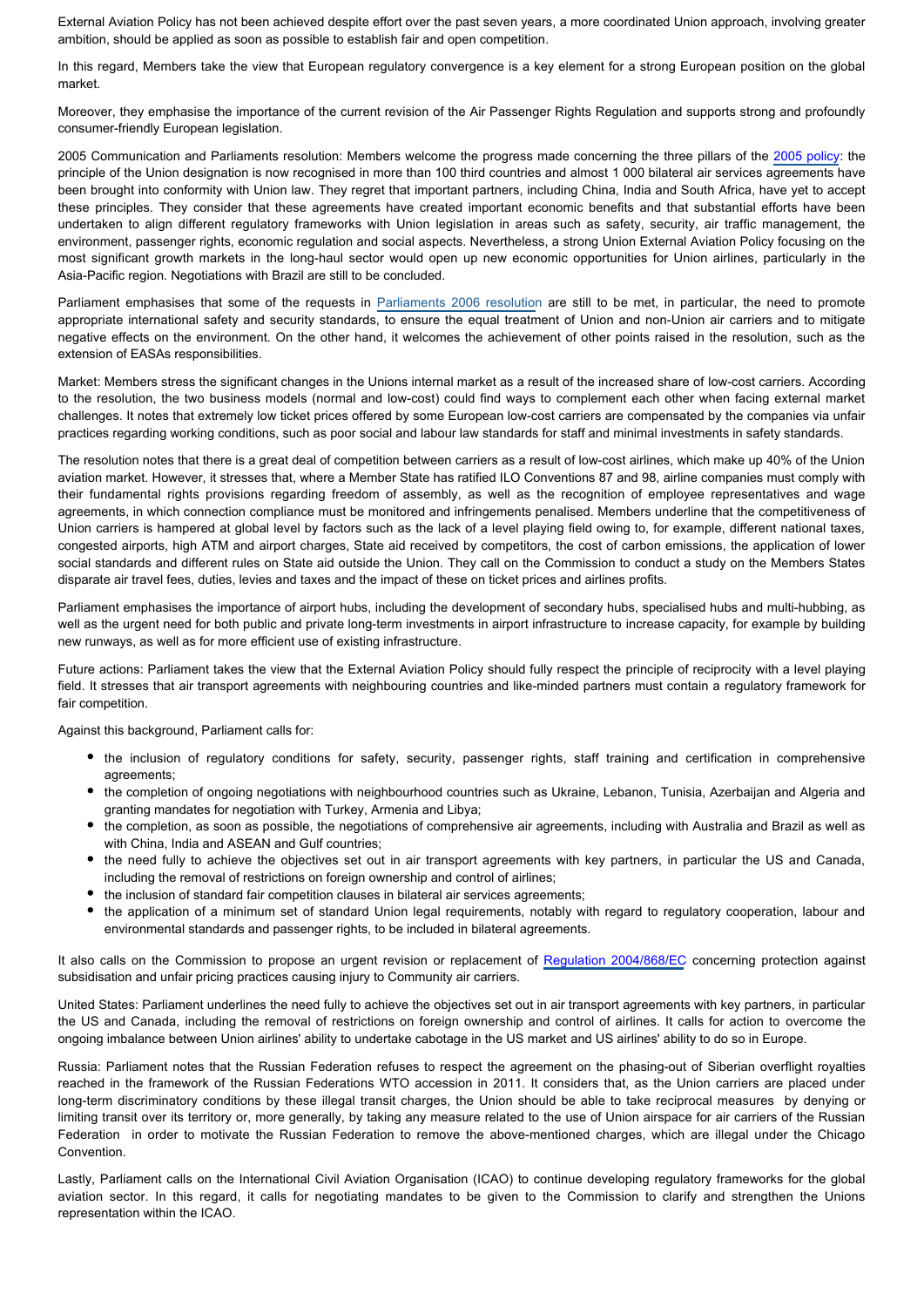External Aviation Policy has not been achieved despite effort over the past seven years, a more coordinated Union approach, involving greater ambition, should be applied as soon as possible to establish fair and open competition.

In this regard, Members take the view that European regulatory convergence is a key element for a strong European position on the global market.

Moreover, they emphasise the importance of the current revision of the Air Passenger Rights Regulation and supports strong and profoundly consumer-friendly European legislation.

2005 Communication and Parliaments resolution: Members welcome the progress made concerning the three pillars of the 2005 policy: the principle of the Union designation is now recognised in more than 100 third countries and almost 1 000 bilateral air services agreements have been brought into conformity with Union law. They regret that important partners, including China, India and South Africa, have yet to accept these principles. They consider that these agreements have created important economic benefits and that substantial efforts have been undertaken to align different regulatory frameworks with Union legislation in areas such as safety, security, air traffic management, the environment, passenger rights, economic regulation and social aspects. Nevertheless, a strong Union External Aviation Policy focusing on the most significant growth markets in the long-haul sector would open up new economic opportunities for Union airlines, particularly in the Asia-Pacific region. Negotiations with Brazil are still to be concluded.

Parliament emphasises that some of the requests in Parliaments 2006 resolution are still to be met, in particular, the need to promote appropriate international safety and security standards, to ensure the equal treatment of Union and non-Union air carriers and to mitigate negative effects on the environment. On the other hand, it welcomes the achievement of other points raised in the resolution, such as the extension of EASAs responsibilities.

Market: Members stress the significant changes in the Unions internal market as a result of the increased share of low-cost carriers. According to the resolution, the two business models (normal and low-cost) could find ways to complement each other when facing external market challenges. It notes that extremely low ticket prices offered by some European low-cost carriers are compensated by the companies via unfair practices regarding working conditions, such as poor social and labour law standards for staff and minimal investments in safety standards.

The resolution notes that there is a great deal of competition between carriers as a result of low-cost airlines, which make up 40% of the Union aviation market. However, it stresses that, where a Member State has ratified ILO Conventions 87 and 98, airline companies must comply with their fundamental rights provisions regarding freedom of assembly, as well as the recognition of employee representatives and wage agreements, in which connection compliance must be monitored and infringements penalised. Members underline that the competitiveness of Union carriers is hampered at global level by factors such as the lack of a level playing field owing to, for example, different national taxes, congested airports, high ATM and airport charges, State aid received by competitors, the cost of carbon emissions, the application of lower social standards and different rules on State aid outside the Union. They call on the Commission to conduct a study on the Members States disparate air travel fees, duties, levies and taxes and the impact of these on ticket prices and airlines profits.

Parliament emphasises the importance of airport hubs, including the development of secondary hubs, specialised hubs and multi-hubbing, as well as the urgent need for both public and private long-term investments in airport infrastructure to increase capacity, for example by building new runways, as well as for more efficient use of existing infrastructure.

Future actions: Parliament takes the view that the External Aviation Policy should fully respect the principle of reciprocity with a level playing field. It stresses that air transport agreements with neighbouring countries and like-minded partners must contain a regulatory framework for fair competition.

Against this background, Parliament calls for:

- the inclusion of regulatory conditions for safety, security, passenger rights, staff training and certification in comprehensive agreements;
- the completion of ongoing negotiations with neighbourhood countries such as Ukraine, Lebanon, Tunisia, Azerbaijan and Algeria and granting mandates for negotiation with Turkey, Armenia and Libya;
- the completion, as soon as possible, the negotiations of comprehensive air agreements, including with Australia and Brazil as well as with China, India and ASEAN and Gulf countries;
- the need fully to achieve the objectives set out in air transport agreements with key partners, in particular the US and Canada, including the removal of restrictions on foreign ownership and control of airlines;
- the inclusion of standard fair competition clauses in bilateral air services agreements;
- the application of a minimum set of standard Union legal requirements, notably with regard to regulatory cooperation, labour and environmental standards and passenger rights, to be included in bilateral agreements.

It also calls on the Commission to propose an urgent revision or replacement of Regulation 2004/868/EC concerning protection against subsidisation and unfair pricing practices causing injury to Community air carriers.

United States: Parliament underlines the need fully to achieve the objectives set out in air transport agreements with key partners, in particular the US and Canada, including the removal of restrictions on foreign ownership and control of airlines. It calls for action to overcome the ongoing imbalance between Union airlines' ability to undertake cabotage in the US market and US airlines' ability to do so in Europe.

Russia: Parliament notes that the Russian Federation refuses to respect the agreement on the phasing-out of Siberian overflight royalties reached in the framework of the Russian Federations WTO accession in 2011. It considers that, as the Union carriers are placed under long-term discriminatory conditions by these illegal transit charges, the Union should be able to take reciprocal measures by denying or limiting transit over its territory or, more generally, by taking any measure related to the use of Union airspace for air carriers of the Russian Federation in order to motivate the Russian Federation to remove the above-mentioned charges, which are illegal under the Chicago Convention.

Lastly, Parliament calls on the International Civil Aviation Organisation (ICAO) to continue developing regulatory frameworks for the global aviation sector. In this regard, it calls for negotiating mandates to be given to the Commission to clarify and strengthen the Unions representation within the ICAO.